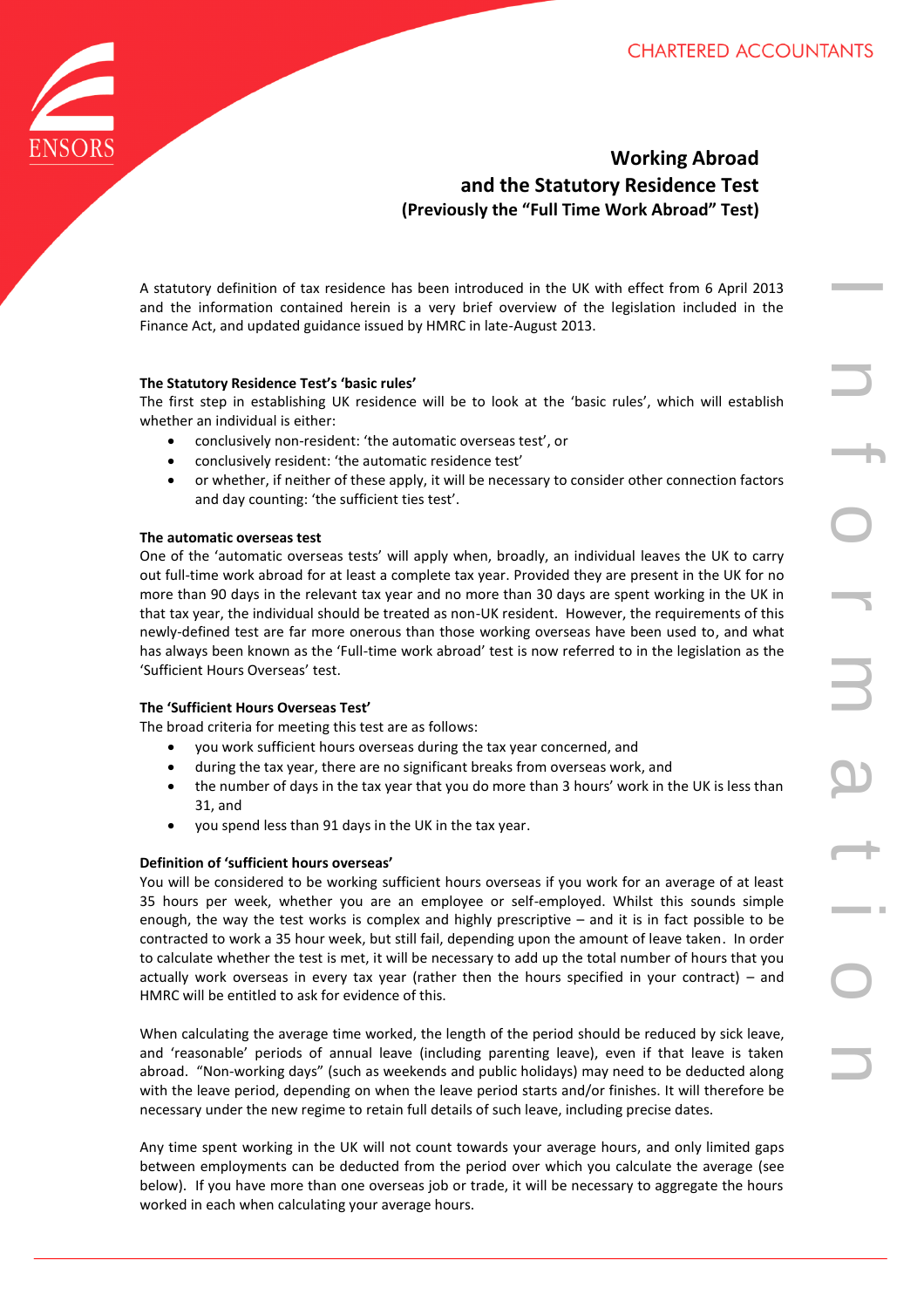# Working Abroad and the Statutory Residence Test (Previously the "Full Time Work Abroad" Test)

A statutory definition of tax residence has been introduced in the UK with effect from 6 April 2013 and the information contained herein is a very brief overview of the legislation included in the Finance Act, and updated guidance issued by HMRC in late-August 2013.

**The Statutory Residence Test's 'basic rules'**

The first step in establishing UK residence will be to look at the 'basic rules', which will establish whether an individual is either:

- conclusively non-resident: 'the automatic overseas test', or
- conclusively resident: 'the automatic residence test'
- or whether, if neither of these apply, it will be necessary to consider other connection factors and day counting: 'the sufficient ties test'.

**The automatic overseas test**

One of the 'automatic overseas tests' will apply when, broadly, an individual leaves the UK to carry out full-time work abroad for at least a complete tax year. Provided they are present in the UK for no more than 90 days in the relevant tax year and no more than 30 days are spent working in the UK in that tax year, the individual should be treated as non-UK resident. However, the requirements of this newly-defined test are far more onerous than those working overseas have been used to, and what has always been known as the 'Full-time work abroad' test is now referred to in the legislation as the 'Sufficient Hours Overseas' test.

**The 'Sufficient Hours Overseas Test'**

The broad criteria for meeting this test are as follows:

- you work sufficient hours overseas during the tax year concerned, and
- during the tax year, there are no significant breaks from overseas work, and
- the number of days in the tax year that you do more than 3 hours' work in the UK is less than 31, and
- you spend less than 91 days in the UK in the tax year.

**Definition of 'sufficient hours overseas'**

You will be considered to be working sufficient hours overseas if you work for an average of at least 35 hours per week, whether you are an employee or self-employed. Whilst this sounds simple enough, the way the test works is complex and highly prescriptive – and it is in fact possible to be contracted to work a 35 hour week, but still fail, depending upon the amount of leave taken. In order to calculate whether the test is met, it will be necessary to add up the total number of hours that you actually work overseas in every tax year (rather then the hours specified in your contract) – and HMRC will be entitled to ask for evidence of this.

When calculating the average time worked, the length of the period should be reduced by sick leave, and 'reasonable' periods of annual leave (including parenting leave), even if that leave is taken abroad. "Non-working days" (such as weekends and public holidays) may need to be deducted along with the leave period, depending on when the leave period starts and/or finishes. It will therefore be necessary under the new regime to retain full details of such leave, including precise dates.

Any time spent working in the UK will not count towards your average hours, and only limited gaps between employments can be deducted from the period over which you calculate the average (see below). If you have more than one overseas job or trade, it will be necessary to aggregate the hours worked in each when calculating your average hours.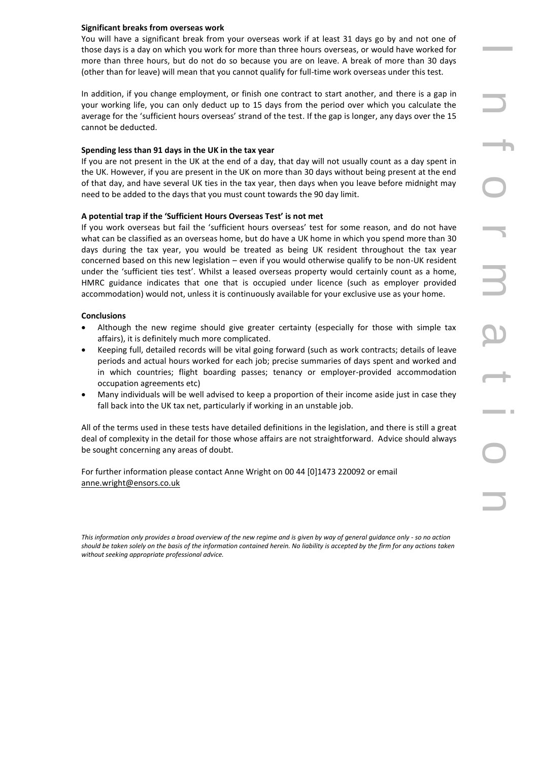**Significant breaks from overseas work**

You will have a significant break from your overseas work if at least 31 days go by and not one of those days is a day on which you work for more than three hours overseas, or would have worked for more than three hours, but do not do so because you are on leave. A break of more than 30 days (other than for leave) will mean that you cannot qualify for full-time work overseas under this test.

In addition, if you change employment, or finish one contract to start another, and there is a gap in your working life, you can only deduct up to 15 days from the period over which you calculate the average for the 'sufficient hours overseas' strand of the test. If the gap is longer, any days over the 15 cannot be deducted.

**Spending less than 91 days in the UK in the tax year**

If you are not present in the UK at the end of a day, that day will not usually count as a day spent in the UK. However, if you are present in the UK on more than 30 days without being present at the end of that day, and have several UK ties in the tax year, then days when you leave before midnight may need to be added to the days that you must count towards the 90 day limit.

**A potential trap if the 'Sufficient Hours Overseas Test' is not met**

If you work overseas but fail the 'sufficient hours overseas' test for some reason, and do not have what can be classified as an overseas home, but do have a UK home in which you spend more than 30 days during the tax year, you would be treated as being UK resident throughout the tax year concerned based on this new legislation – even if you would otherwise qualify to be non-UK resident under the 'sufficient ties test'. Whilst a leased overseas property would certainly count as a home, HMRC guidance indicates that one that is occupied under licence (such as employer provided accommodation) would not, unless it is continuously available for your exclusive use as your home.

**Conclusions**

- Although the new regime should give greater certainty (especially for those with simple tax affairs), it is definitely much more complicated.
- Keeping full, detailed records will be vital going forward (such as work contracts; details of leave periods and actual hours worked for each job; precise summaries of days spent and worked and in which countries; flight boarding passes; tenancy or employer-provided accommodation occupation agreements etc)
- Many individuals will be well advised to keep a proportion of their income aside just in case they fall back into the UK tax net, particularly if working in an unstable job.

All of the terms used in these tests have detailed definitions in the legislation, and there is still a great deal of complexity in the detail for those whose affairs are not straightforward. Advice should always be sought concerning any areas of doubt.

For further information please contact Anne Wright on 00 44 [0]1473 220092 or email anne.wright@ensors.co.uk

*This information only provides a broad overview of the new regime and is given by way of general guidance only - so no action should be taken solely on the basis of the information contained herein. No liability is accepted by the firm for any actions taken without seeking appropriate professional advice.*